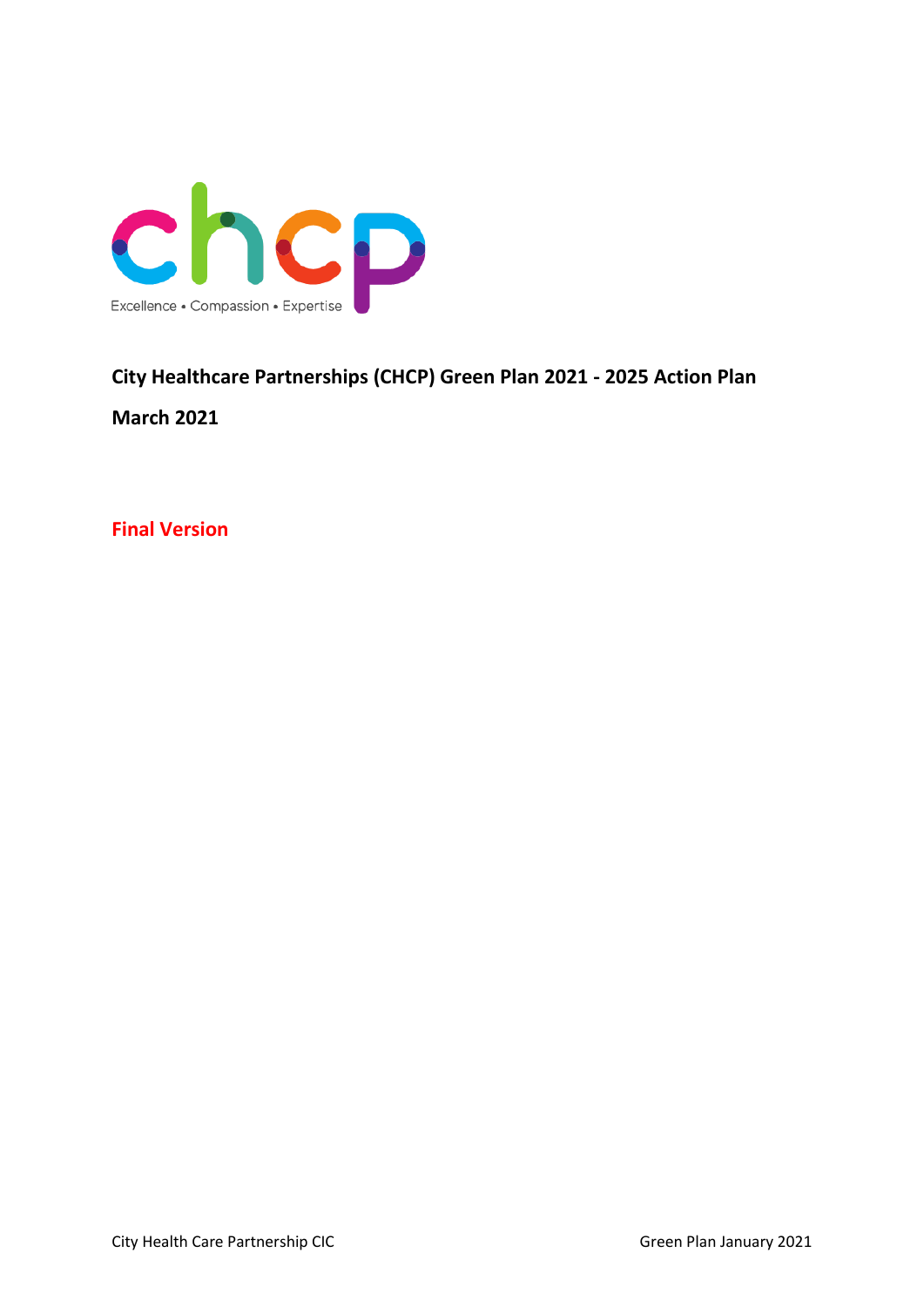chcp

Excellence • Compassion • Expertise

**City Healthcare Partnerships (CHCP) Green Plan 2021 - 2025 Action Plan**

**March 2021**

**Final Version**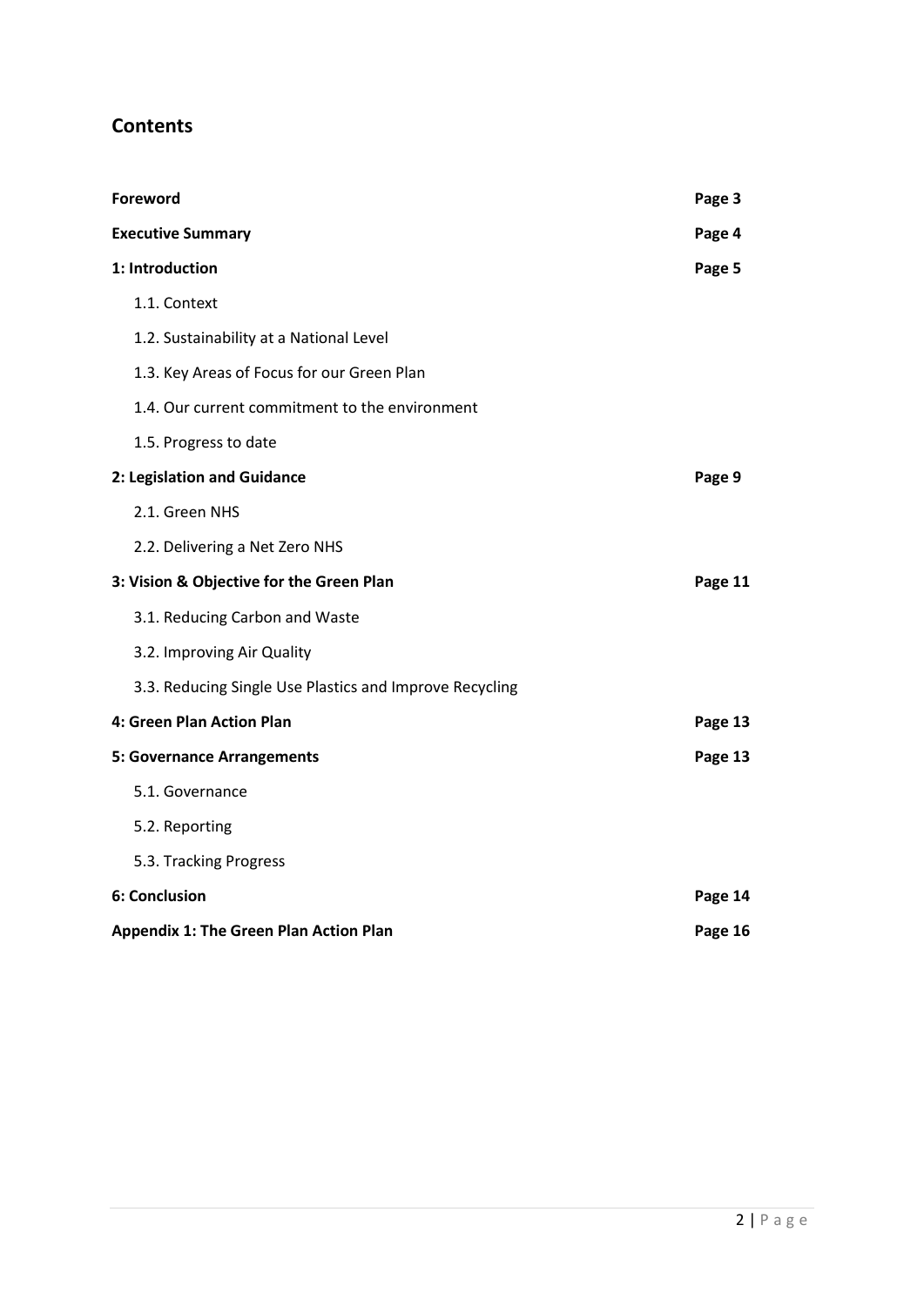## Contents

| | |
|---|---|
| **Foreword** | **Page 3** |
| **Executive Summary** | **Page 4** |
| **1: Introduction** | **Page 5** |
| 1.1. Context | |
| 1.2. Sustainability at a National Level | |
| 1.3. Key Areas of Focus for our Green Plan | |
| 1.4. Our current commitment to the environment | |
| 1.5. Progress to date | |
| **2: Legislation and Guidance** | **Page 9** |
| 2.1. Green NHS | |
| 2.2. Delivering a Net Zero NHS | |
| **3: Vision & Objective for the Green Plan** | **Page 11** |
| 3.1. Reducing Carbon and Waste | |
| 3.2. Improving Air Quality | |
| 3.3. Reducing Single Use Plastics and Improve Recycling | |
| **4: Green Plan Action Plan** | **Page 13** |
| **5: Governance Arrangements** | **Page 13** |
| 5.1. Governance | |
| 5.2. Reporting | |
| 5.3. Tracking Progress | |
| **6: Conclusion** | **Page 14** |
| **Appendix 1: The Green Plan Action Plan** | **Page 16** |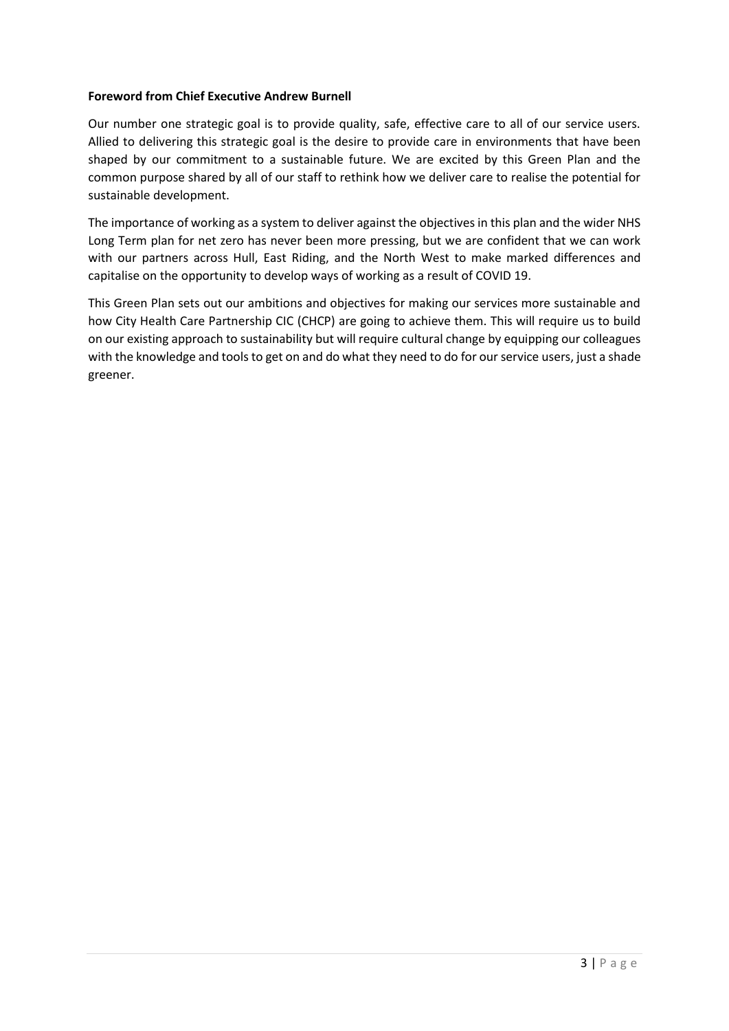**Foreword from Chief Executive Andrew Burnell**

Our number one strategic goal is to provide quality, safe, effective care to all of our service users. Allied to delivering this strategic goal is the desire to provide care in environments that have been shaped by our commitment to a sustainable future. We are excited by this Green Plan and the common purpose shared by all of our staff to rethink how we deliver care to realise the potential for sustainable development.

The importance of working as a system to deliver against the objectives in this plan and the wider NHS Long Term plan for net zero has never been more pressing, but we are confident that we can work with our partners across Hull, East Riding, and the North West to make marked differences and capitalise on the opportunity to develop ways of working as a result of COVID 19.

This Green Plan sets out our ambitions and objectives for making our services more sustainable and how City Health Care Partnership CIC (CHCP) are going to achieve them. This will require us to build on our existing approach to sustainability but will require cultural change by equipping our colleagues with the knowledge and tools to get on and do what they need to do for our service users, just a shade greener.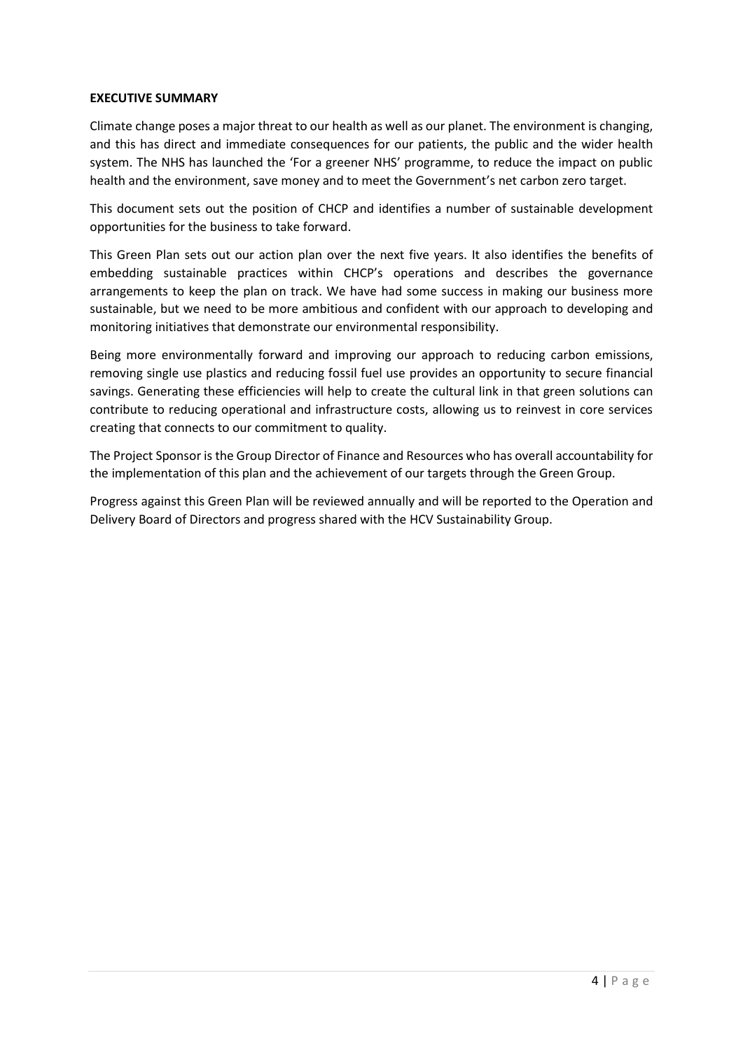**EXECUTIVE SUMMARY**

Climate change poses a major threat to our health as well as our planet. The environment is changing, and this has direct and immediate consequences for our patients, the public and the wider health system. The NHS has launched the 'For a greener NHS' programme, to reduce the impact on public health and the environment, save money and to meet the Government's net carbon zero target.

This document sets out the position of CHCP and identifies a number of sustainable development opportunities for the business to take forward.

This Green Plan sets out our action plan over the next five years. It also identifies the benefits of embedding sustainable practices within CHCP's operations and describes the governance arrangements to keep the plan on track. We have had some success in making our business more sustainable, but we need to be more ambitious and confident with our approach to developing and monitoring initiatives that demonstrate our environmental responsibility.

Being more environmentally forward and improving our approach to reducing carbon emissions, removing single use plastics and reducing fossil fuel use provides an opportunity to secure financial savings. Generating these efficiencies will help to create the cultural link in that green solutions can contribute to reducing operational and infrastructure costs, allowing us to reinvest in core services creating that connects to our commitment to quality.

The Project Sponsor is the Group Director of Finance and Resources who has overall accountability for the implementation of this plan and the achievement of our targets through the Green Group.

Progress against this Green Plan will be reviewed annually and will be reported to the Operation and Delivery Board of Directors and progress shared with the HCV Sustainability Group.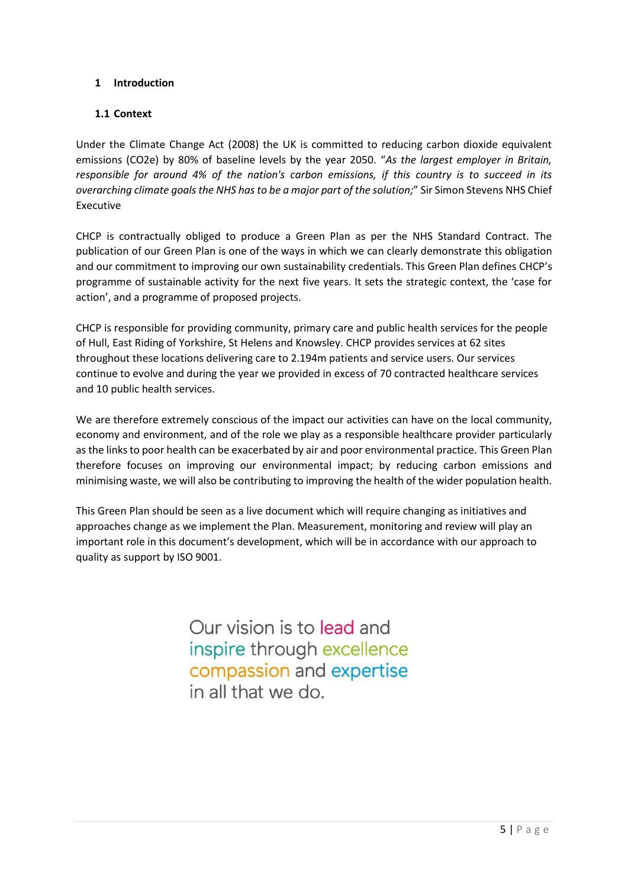# 1 Introduction

## 1.1 Context

Under the Climate Change Act (2008) the UK is committed to reducing carbon dioxide equivalent emissions ($CO_2e$) by 80% of baseline levels by the year 2050. "*As the largest employer in Britain, responsible for around 4% of the nation's carbon emissions, if this country is to succeed in its overarching climate goals the NHS has to be a major part of the solution;*" Sir Simon Stevens NHS Chief Executive

CHCP is contractually obliged to produce a Green Plan as per the NHS Standard Contract. The publication of our Green Plan is one of the ways in which we can clearly demonstrate this obligation and our commitment to improving our own sustainability credentials. This Green Plan defines CHCP's programme of sustainable activity for the next five years. It sets the strategic context, the 'case for action', and a programme of proposed projects.

CHCP is responsible for providing community, primary care and public health services for the people of Hull, East Riding of Yorkshire, St Helens and Knowsley. CHCP provides services at 62 sites throughout these locations delivering care to 2.194m patients and service users. Our services continue to evolve and during the year we provided in excess of 70 contracted healthcare services and 10 public health services.

We are therefore extremely conscious of the impact our activities can have on the local community, economy and environment, and of the role we play as a responsible healthcare provider particularly as the links to poor health can be exacerbated by air and poor environmental practice. This Green Plan therefore focuses on improving our environmental impact; by reducing carbon emissions and minimising waste, we will also be contributing to improving the health of the wider population health.

This Green Plan should be seen as a live document which will require changing as initiatives and approaches change as we implement the Plan. Measurement, monitoring and review will play an important role in this document's development, which will be in accordance with our approach to quality as support by ISO 9001.

Our vision is to lead and inspire through excellence compassion and expertise in all that we do.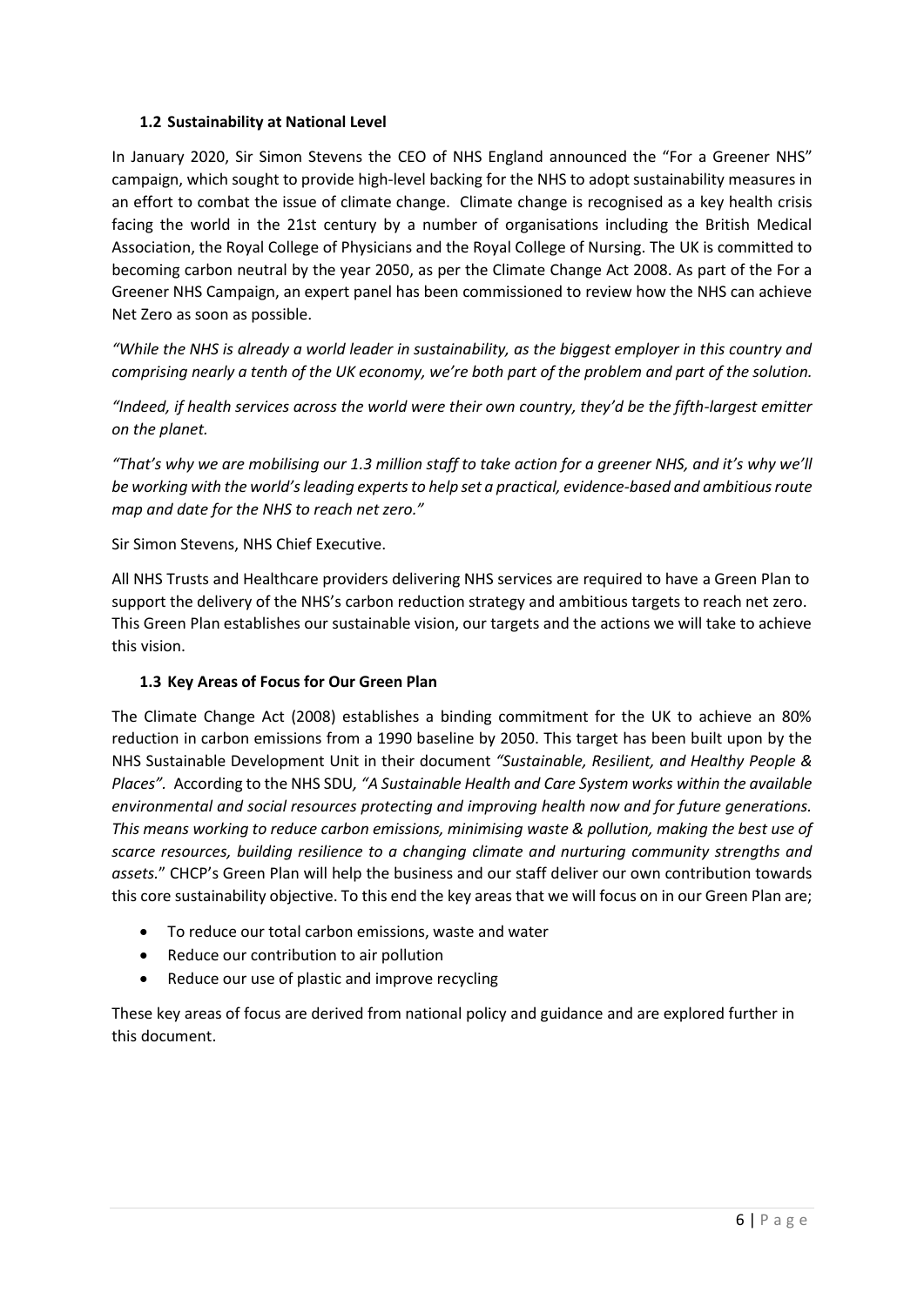### 1.2 Sustainability at National Level

In January 2020, Sir Simon Stevens the CEO of NHS England announced the "For a Greener NHS" campaign, which sought to provide high-level backing for the NHS to adopt sustainability measures in an effort to combat the issue of climate change. Climate change is recognised as a key health crisis facing the world in the 21st century by a number of organisations including the British Medical Association, the Royal College of Physicians and the Royal College of Nursing. The UK is committed to becoming carbon neutral by the year 2050, as per the Climate Change Act 2008. As part of the For a Greener NHS Campaign, an expert panel has been commissioned to review how the NHS can achieve Net Zero as soon as possible.

*"While the NHS is already a world leader in sustainability, as the biggest employer in this country and comprising nearly a tenth of the UK economy, we're both part of the problem and part of the solution.*

*"Indeed, if health services across the world were their own country, they'd be the fifth-largest emitter on the planet.*

*"That's why we are mobilising our 1.3 million staff to take action for a greener NHS, and it's why we'll be working with the world's leading experts to help set a practical, evidence-based and ambitious route map and date for the NHS to reach net zero."*

Sir Simon Stevens, NHS Chief Executive.

All NHS Trusts and Healthcare providers delivering NHS services are required to have a Green Plan to support the delivery of the NHS's carbon reduction strategy and ambitious targets to reach net zero. This Green Plan establishes our sustainable vision, our targets and the actions we will take to achieve this vision.

### 1.3 Key Areas of Focus for Our Green Plan

The Climate Change Act (2008) establishes a binding commitment for the UK to achieve an 80% reduction in carbon emissions from a 1990 baseline by 2050. This target has been built upon by the NHS Sustainable Development Unit in their document *"Sustainable, Resilient, and Healthy People & Places"*. According to the NHS SDU*, "A Sustainable Health and Care System works within the available environmental and social resources protecting and improving health now and for future generations. This means working to reduce carbon emissions, minimising waste & pollution, making the best use of scarce resources, building resilience to a changing climate and nurturing community strengths and assets.*" CHCP's Green Plan will help the business and our staff deliver our own contribution towards this core sustainability objective. To this end the key areas that we will focus on in our Green Plan are;

- To reduce our total carbon emissions, waste and water
- Reduce our contribution to air pollution
- Reduce our use of plastic and improve recycling

These key areas of focus are derived from national policy and guidance and are explored further in this document.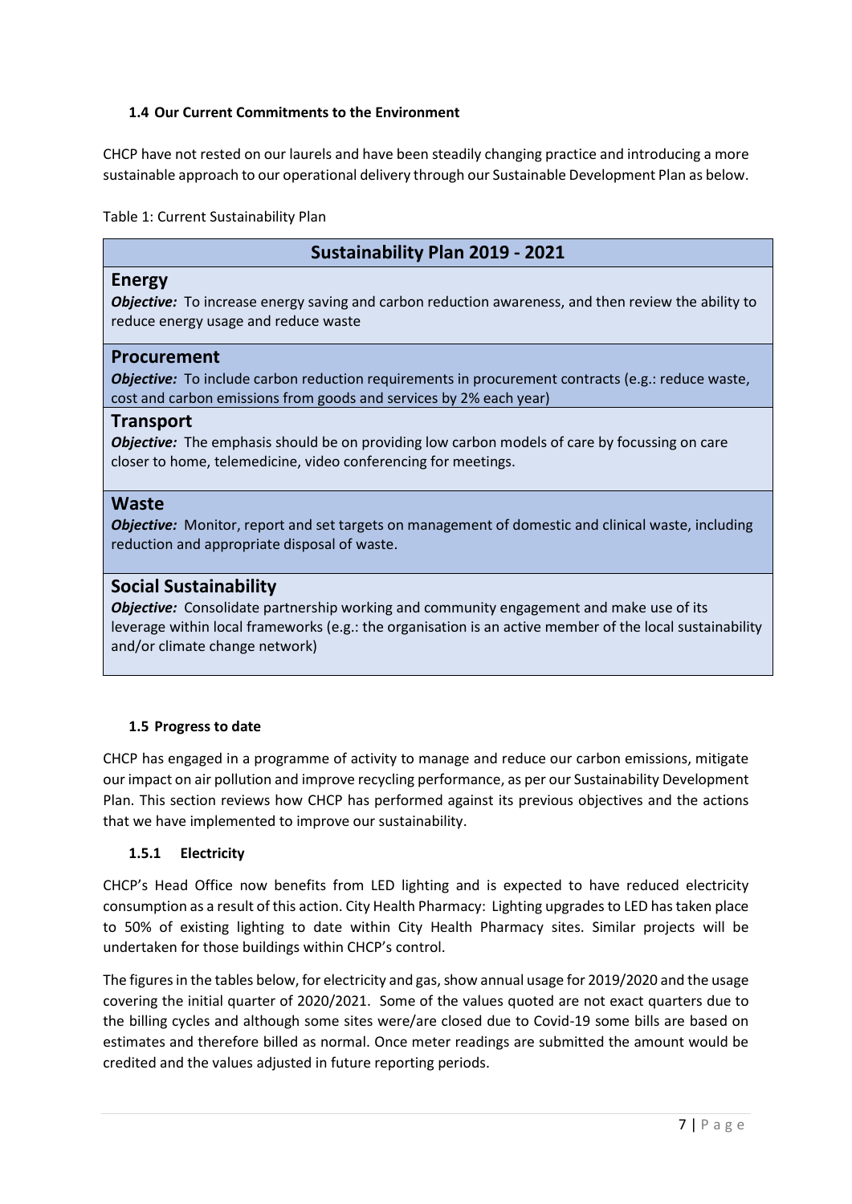### 1.4 Our Current Commitments to the Environment

CHCP have not rested on our laurels and have been steadily changing practice and introducing a more sustainable approach to our operational delivery through our Sustainable Development Plan as below.

Table 1: Current Sustainability Plan

| Sustainability Plan 2019 - 2021 |
|---|
| **Energy**<br>***Objective:*** To increase energy saving and carbon reduction awareness, and then review the ability to reduce energy usage and reduce waste |
| **Procurement**<br>***Objective:*** To include carbon reduction requirements in procurement contracts (e.g.: reduce waste, cost and carbon emissions from goods and services by 2% each year) |
| **Transport**<br>***Objective:*** The emphasis should be on providing low carbon models of care by focussing on care closer to home, telemedicine, video conferencing for meetings. |
| **Waste**<br>***Objective:*** Monitor, report and set targets on management of domestic and clinical waste, including reduction and appropriate disposal of waste. |
| **Social Sustainability**<br>***Objective:*** Consolidate partnership working and community engagement and make use of its leverage within local frameworks (e.g.: the organisation is an active member of the local sustainability and/or climate change network) |

### 1.5 Progress to date

CHCP has engaged in a programme of activity to manage and reduce our carbon emissions, mitigate our impact on air pollution and improve recycling performance, as per our Sustainability Development Plan. This section reviews how CHCP has performed against its previous objectives and the actions that we have implemented to improve our sustainability.

#### 1.5.1 Electricity

CHCP's Head Office now benefits from LED lighting and is expected to have reduced electricity consumption as a result of this action. City Health Pharmacy: Lighting upgrades to LED has taken place to 50% of existing lighting to date within City Health Pharmacy sites. Similar projects will be undertaken for those buildings within CHCP's control.

The figures in the tables below, for electricity and gas, show annual usage for 2019/2020 and the usage covering the initial quarter of 2020/2021. Some of the values quoted are not exact quarters due to the billing cycles and although some sites were/are closed due to Covid-19 some bills are based on estimates and therefore billed as normal. Once meter readings are submitted the amount would be credited and the values adjusted in future reporting periods.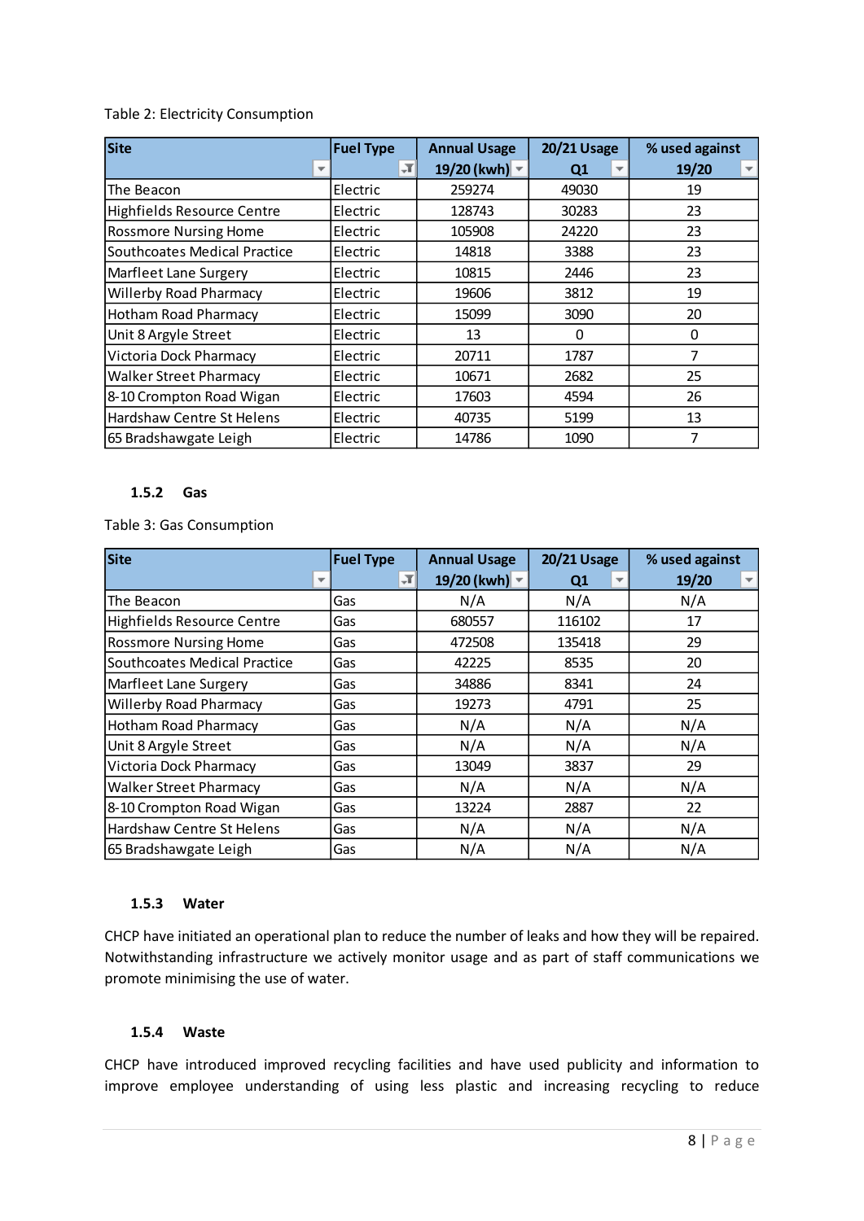Table 2: Electricity Consumption

| Site | Fuel Type | Annual Usage 19/20 (kwh) | 20/21 Usage Q1 | % used against 19/20 |
|---|---|---|---|---|
| The Beacon | Electric | 259274 | 49030 | 19 |
| Highfields Resource Centre | Electric | 128743 | 30283 | 23 |
| Rossmore Nursing Home | Electric | 105908 | 24220 | 23 |
| Southcoates Medical Practice | Electric | 14818 | 3388 | 23 |
| Marfleet Lane Surgery | Electric | 10815 | 2446 | 23 |
| Willerby Road Pharmacy | Electric | 19606 | 3812 | 19 |
| Hotham Road Pharmacy | Electric | 15099 | 3090 | 20 |
| Unit 8 Argyle Street | Electric | 13 | 0 | 0 |
| Victoria Dock Pharmacy | Electric | 20711 | 1787 | 7 |
| Walker Street Pharmacy | Electric | 10671 | 2682 | 25 |
| 8-10 Crompton Road Wigan | Electric | 17603 | 4594 | 26 |
| Hardshaw Centre St Helens | Electric | 40735 | 5199 | 13 |
| 65 Bradshawgate Leigh | Electric | 14786 | 1090 | 7 |

### 1.5.2 Gas

Table 3: Gas Consumption

| Site | Fuel Type | Annual Usage 19/20 (kwh) | 20/21 Usage Q1 | % used against 19/20 |
|---|---|---|---|---|
| The Beacon | Gas | N/A | N/A | N/A |
| Highfields Resource Centre | Gas | 680557 | 116102 | 17 |
| Rossmore Nursing Home | Gas | 472508 | 135418 | 29 |
| Southcoates Medical Practice | Gas | 42225 | 8535 | 20 |
| Marfleet Lane Surgery | Gas | 34886 | 8341 | 24 |
| Willerby Road Pharmacy | Gas | 19273 | 4791 | 25 |
| Hotham Road Pharmacy | Gas | N/A | N/A | N/A |
| Unit 8 Argyle Street | Gas | N/A | N/A | N/A |
| Victoria Dock Pharmacy | Gas | 13049 | 3837 | 29 |
| Walker Street Pharmacy | Gas | N/A | N/A | N/A |
| 8-10 Crompton Road Wigan | Gas | 13224 | 2887 | 22 |
| Hardshaw Centre St Helens | Gas | N/A | N/A | N/A |
| 65 Bradshawgate Leigh | Gas | N/A | N/A | N/A |

### 1.5.3 Water

CHCP have initiated an operational plan to reduce the number of leaks and how they will be repaired. Notwithstanding infrastructure we actively monitor usage and as part of staff communications we promote minimising the use of water.

### 1.5.4 Waste

CHCP have introduced improved recycling facilities and have used publicity and information to improve employee understanding of using less plastic and increasing recycling to reduce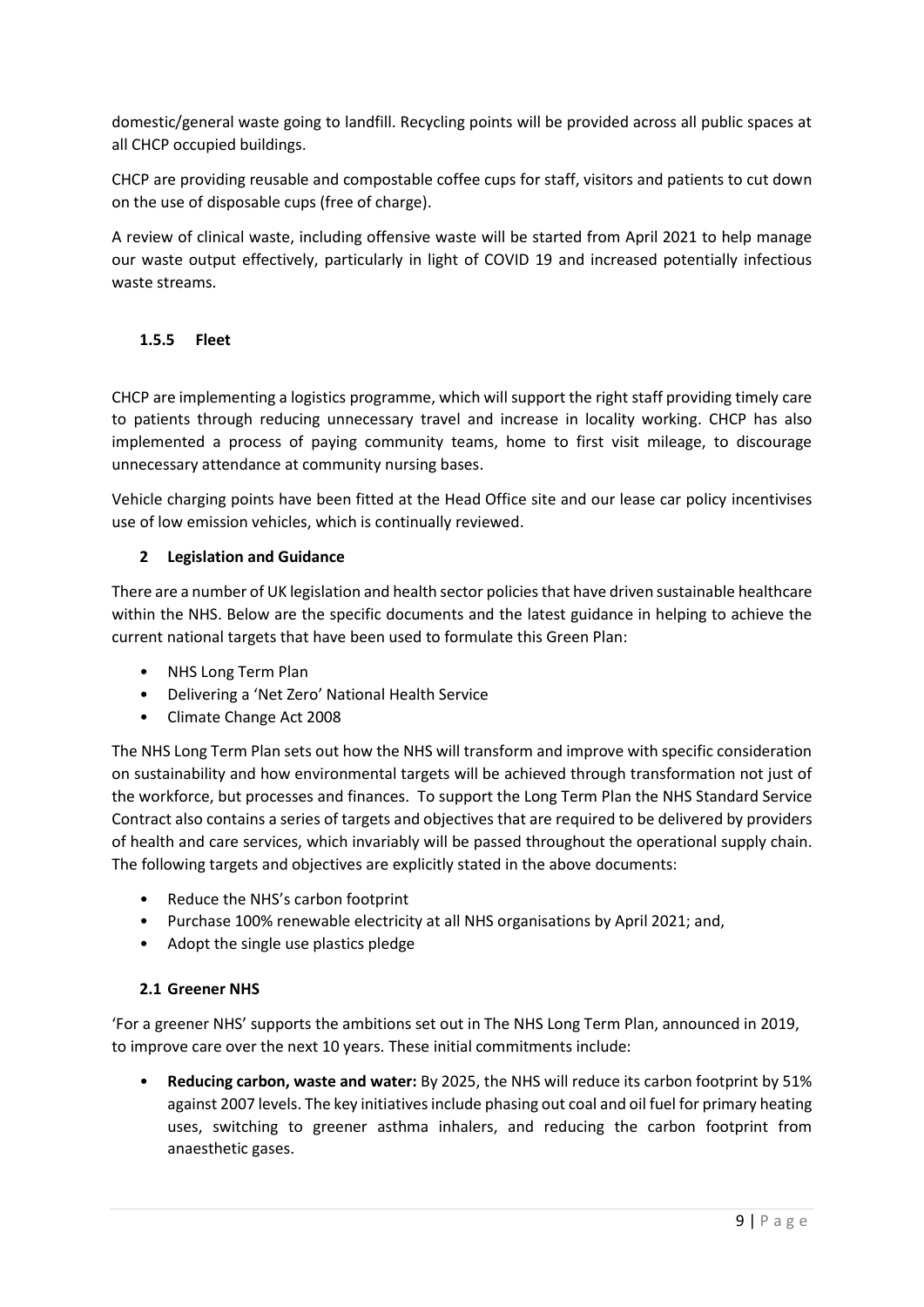domestic/general waste going to landfill. Recycling points will be provided across all public spaces at all CHCP occupied buildings.

CHCP are providing reusable and compostable coffee cups for staff, visitors and patients to cut down on the use of disposable cups (free of charge).

A review of clinical waste, including offensive waste will be started from April 2021 to help manage our waste output effectively, particularly in light of COVID 19 and increased potentially infectious waste streams.

#### 1.5.5 Fleet

CHCP are implementing a logistics programme, which will support the right staff providing timely care to patients through reducing unnecessary travel and increase in locality working. CHCP has also implemented a process of paying community teams, home to first visit mileage, to discourage unnecessary attendance at community nursing bases.

Vehicle charging points have been fitted at the Head Office site and our lease car policy incentivises use of low emission vehicles, which is continually reviewed.

## 2 Legislation and Guidance

There are a number of UK legislation and health sector policies that have driven sustainable healthcare within the NHS. Below are the specific documents and the latest guidance in helping to achieve the current national targets that have been used to formulate this Green Plan:

- NHS Long Term Plan
- Delivering a 'Net Zero' National Health Service
- Climate Change Act 2008

The NHS Long Term Plan sets out how the NHS will transform and improve with specific consideration on sustainability and how environmental targets will be achieved through transformation not just of the workforce, but processes and finances. To support the Long Term Plan the NHS Standard Service Contract also contains a series of targets and objectives that are required to be delivered by providers of health and care services, which invariably will be passed throughout the operational supply chain. The following targets and objectives are explicitly stated in the above documents:

- Reduce the NHS's carbon footprint
- Purchase 100% renewable electricity at all NHS organisations by April 2021; and,
- Adopt the single use plastics pledge

### 2.1 Greener NHS

'For a greener NHS' supports the ambitions set out in The NHS Long Term Plan, announced in 2019, to improve care over the next 10 years. These initial commitments include:

- **Reducing carbon, waste and water:** By 2025, the NHS will reduce its carbon footprint by 51% against 2007 levels. The key initiatives include phasing out coal and oil fuel for primary heating uses, switching to greener asthma inhalers, and reducing the carbon footprint from anaesthetic gases.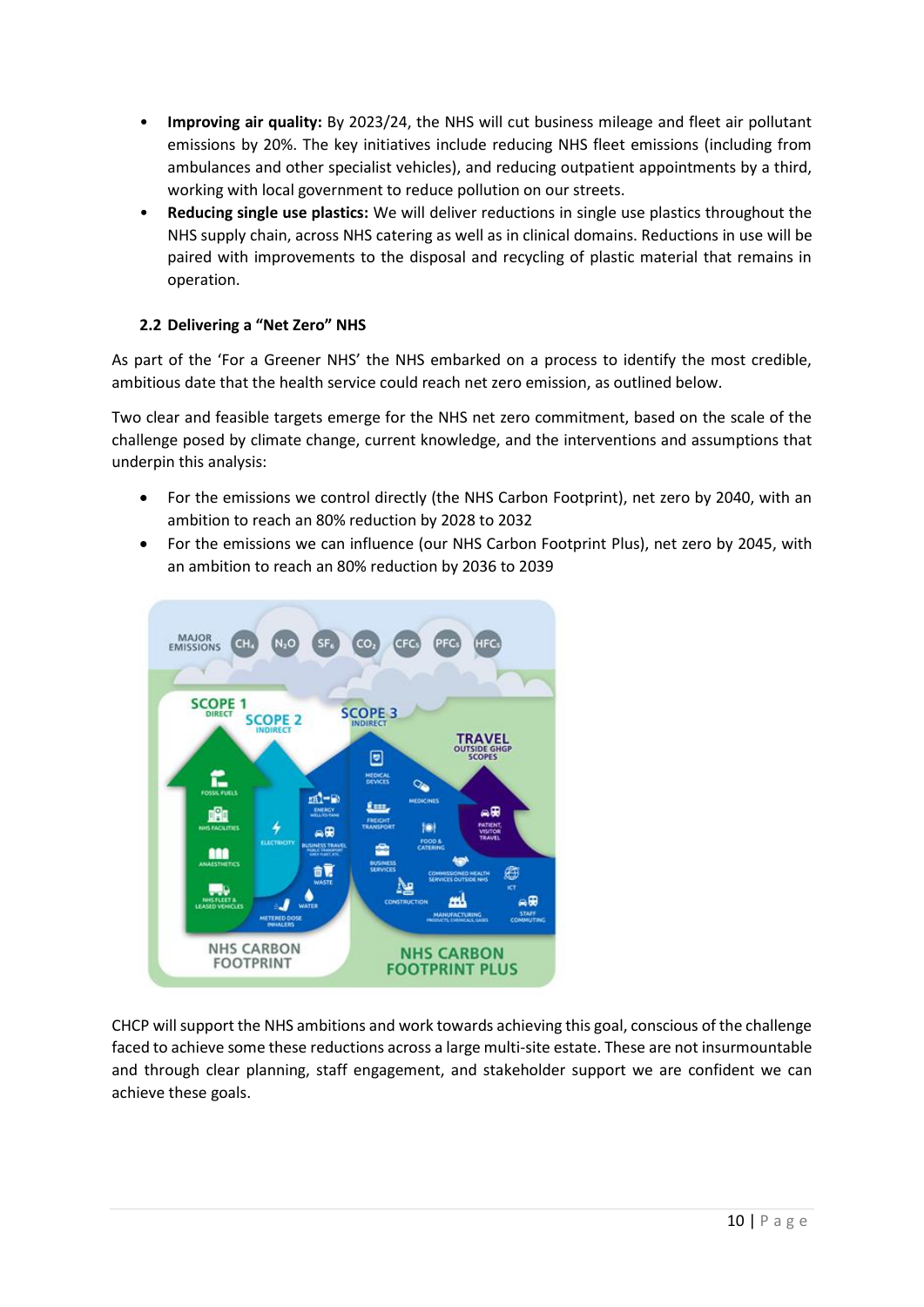- **Improving air quality:** By 2023/24, the NHS will cut business mileage and fleet air pollutant emissions by 20%. The key initiatives include reducing NHS fleet emissions (including from ambulances and other specialist vehicles), and reducing outpatient appointments by a third, working with local government to reduce pollution on our streets.
- **Reducing single use plastics:** We will deliver reductions in single use plastics throughout the NHS supply chain, across NHS catering as well as in clinical domains. Reductions in use will be paired with improvements to the disposal and recycling of plastic material that remains in operation.

### 2.2 Delivering a "Net Zero" NHS

As part of the 'For a Greener NHS' the NHS embarked on a process to identify the most credible, ambitious date that the health service could reach net zero emission, as outlined below.

Two clear and feasible targets emerge for the NHS net zero commitment, based on the scale of the challenge posed by climate change, current knowledge, and the interventions and assumptions that underpin this analysis:

- For the emissions we control directly (the NHS Carbon Footprint), net zero by 2040, with an ambition to reach an 80% reduction by 2028 to 2032
- For the emissions we can influence (our NHS Carbon Footprint Plus), net zero by 2045, with an ambition to reach an 80% reduction by 2036 to 2039

CHCP will support the NHS ambitions and work towards achieving this goal, conscious of the challenge faced to achieve some these reductions across a large multi-site estate. These are not insurmountable and through clear planning, staff engagement, and stakeholder support we are confident we can achieve these goals.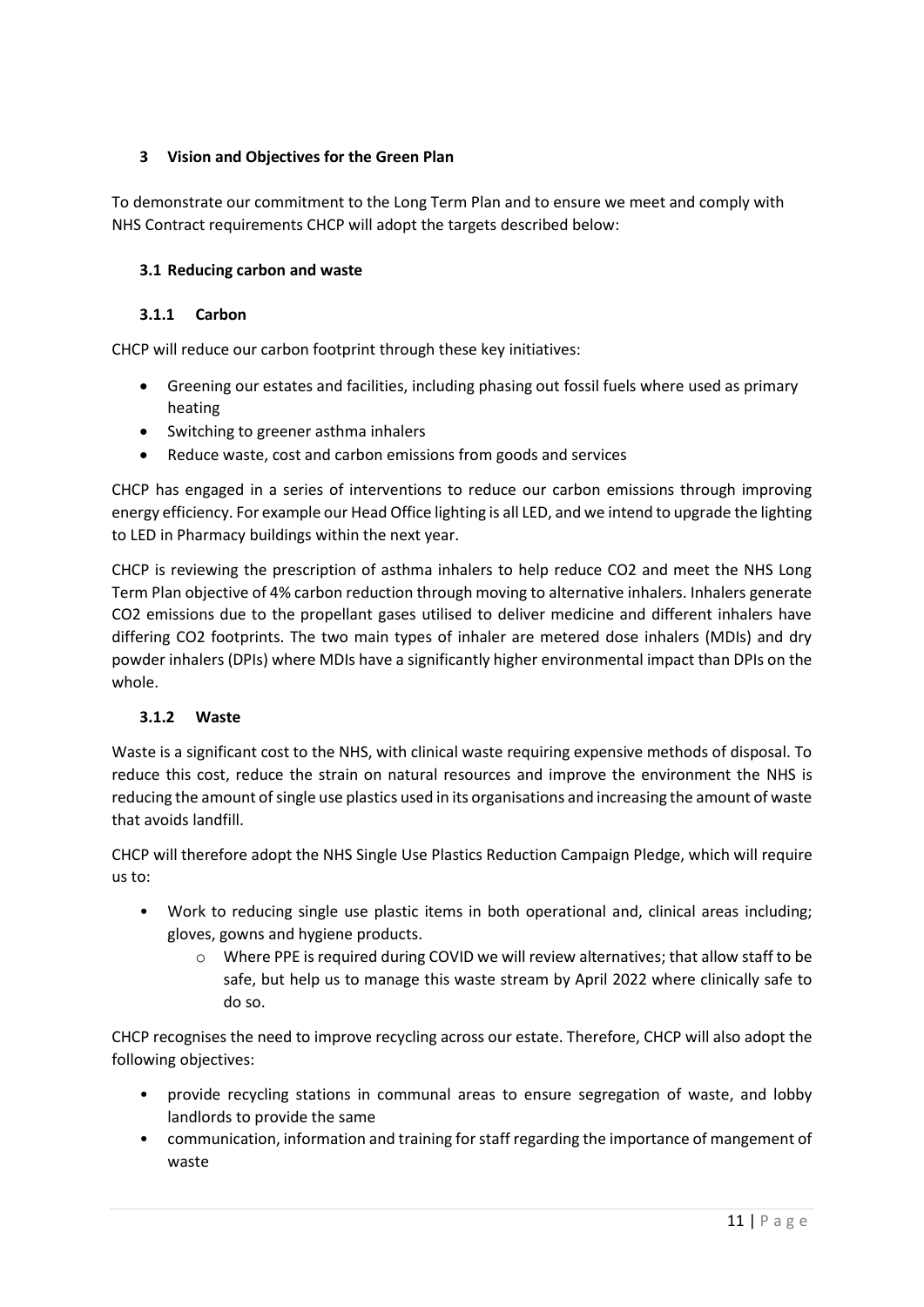## 3 Vision and Objectives for the Green Plan

To demonstrate our commitment to the Long Term Plan and to ensure we meet and comply with NHS Contract requirements CHCP will adopt the targets described below:

### 3.1 Reducing carbon and waste

#### 3.1.1 Carbon

CHCP will reduce our carbon footprint through these key initiatives:

- Greening our estates and facilities, including phasing out fossil fuels where used as primary heating
- Switching to greener asthma inhalers
- Reduce waste, cost and carbon emissions from goods and services

CHCP has engaged in a series of interventions to reduce our carbon emissions through improving energy efficiency. For example our Head Office lighting is all LED, and we intend to upgrade the lighting to LED in Pharmacy buildings within the next year.

CHCP is reviewing the prescription of asthma inhalers to help reduce $CO_2$ and meet the NHS Long Term Plan objective of 4% carbon reduction through moving to alternative inhalers. Inhalers generate $CO_2$ emissions due to the propellant gases utilised to deliver medicine and different inhalers have differing $CO_2$ footprints. The two main types of inhaler are metered dose inhalers (MDIs) and dry powder inhalers (DPIs) where MDIs have a significantly higher environmental impact than DPIs on the whole.

#### 3.1.2 Waste

Waste is a significant cost to the NHS, with clinical waste requiring expensive methods of disposal. To reduce this cost, reduce the strain on natural resources and improve the environment the NHS is reducing the amount of single use plastics used in its organisations and increasing the amount of waste that avoids landfill.

CHCP will therefore adopt the NHS Single Use Plastics Reduction Campaign Pledge, which will require us to:

- Work to reducing single use plastic items in both operational and, clinical areas including; gloves, gowns and hygiene products.
  - Where PPE is required during COVID we will review alternatives; that allow staff to be safe, but help us to manage this waste stream by April 2022 where clinically safe to do so.

CHCP recognises the need to improve recycling across our estate. Therefore, CHCP will also adopt the following objectives:

- provide recycling stations in communal areas to ensure segregation of waste, and lobby landlords to provide the same
- communication, information and training for staff regarding the importance of mangement of waste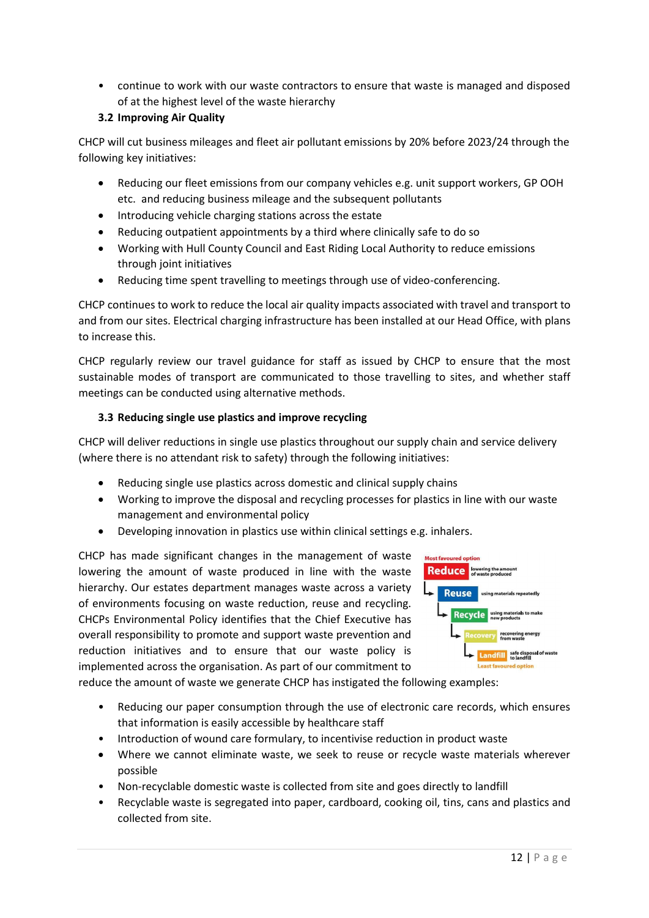- continue to work with our waste contractors to ensure that waste is managed and disposed of at the highest level of the waste hierarchy

### 3.2 Improving Air Quality

CHCP will cut business mileages and fleet air pollutant emissions by 20% before 2023/24 through the following key initiatives:

- Reducing our fleet emissions from our company vehicles e.g. unit support workers, GP OOH etc. and reducing business mileage and the subsequent pollutants
- Introducing vehicle charging stations across the estate
- Reducing outpatient appointments by a third where clinically safe to do so
- Working with Hull County Council and East Riding Local Authority to reduce emissions through joint initiatives
- Reducing time spent travelling to meetings through use of video-conferencing.

CHCP continues to work to reduce the local air quality impacts associated with travel and transport to and from our sites. Electrical charging infrastructure has been installed at our Head Office, with plans to increase this.

CHCP regularly review our travel guidance for staff as issued by CHCP to ensure that the most sustainable modes of transport are communicated to those travelling to sites, and whether staff meetings can be conducted using alternative methods.

### 3.3 Reducing single use plastics and improve recycling

CHCP will deliver reductions in single use plastics throughout our supply chain and service delivery (where there is no attendant risk to safety) through the following initiatives:

- Reducing single use plastics across domestic and clinical supply chains
- Working to improve the disposal and recycling processes for plastics in line with our waste management and environmental policy
- Developing innovation in plastics use within clinical settings e.g. inhalers.

CHCP has made significant changes in the management of waste lowering the amount of waste produced in line with the waste hierarchy. Our estates department manages waste across a variety of environments focusing on waste reduction, reuse and recycling. CHCPs Environmental Policy identifies that the Chief Executive has overall responsibility to promote and support waste prevention and reduction initiatives and to ensure that our waste policy is implemented across the organisation. As part of our commitment to reduce the amount of waste we generate CHCP has instigated the following examples:

Most favoured option
- **Reduce** – lowering the amount of waste produced
- **Reuse** – using materials repeatedly
- **Recycle** – using materials to make new products
- **Recovery** – recovering energy from waste
- **Landfill** – safe disposal of waste to landfill

Least favoured option

- Reducing our paper consumption through the use of electronic care records, which ensures that information is easily accessible by healthcare staff
- Introduction of wound care formulary, to incentivise reduction in product waste
- Where we cannot eliminate waste, we seek to reuse or recycle waste materials wherever possible
- Non-recyclable domestic waste is collected from site and goes directly to landfill
- Recyclable waste is segregated into paper, cardboard, cooking oil, tins, cans and plastics and collected from site.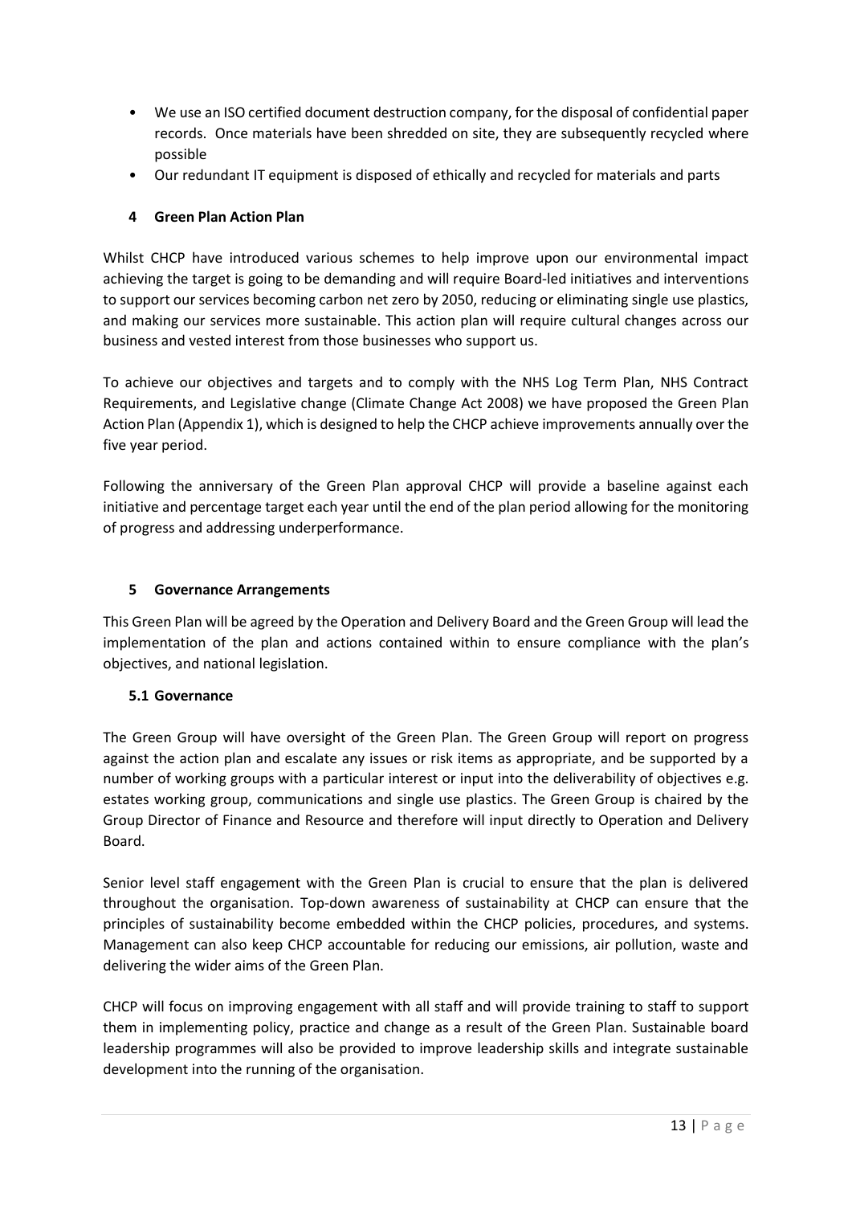- We use an ISO certified document destruction company, for the disposal of confidential paper records. Once materials have been shredded on site, they are subsequently recycled where possible
- Our redundant IT equipment is disposed of ethically and recycled for materials and parts

## 4 Green Plan Action Plan

Whilst CHCP have introduced various schemes to help improve upon our environmental impact achieving the target is going to be demanding and will require Board-led initiatives and interventions to support our services becoming carbon net zero by 2050, reducing or eliminating single use plastics, and making our services more sustainable. This action plan will require cultural changes across our business and vested interest from those businesses who support us.

To achieve our objectives and targets and to comply with the NHS Log Term Plan, NHS Contract Requirements, and Legislative change (Climate Change Act 2008) we have proposed the Green Plan Action Plan (Appendix 1), which is designed to help the CHCP achieve improvements annually over the five year period.

Following the anniversary of the Green Plan approval CHCP will provide a baseline against each initiative and percentage target each year until the end of the plan period allowing for the monitoring of progress and addressing underperformance.

## 5 Governance Arrangements

This Green Plan will be agreed by the Operation and Delivery Board and the Green Group will lead the implementation of the plan and actions contained within to ensure compliance with the plan's objectives, and national legislation.

### 5.1 Governance

The Green Group will have oversight of the Green Plan. The Green Group will report on progress against the action plan and escalate any issues or risk items as appropriate, and be supported by a number of working groups with a particular interest or input into the deliverability of objectives e.g. estates working group, communications and single use plastics. The Green Group is chaired by the Group Director of Finance and Resource and therefore will input directly to Operation and Delivery Board.

Senior level staff engagement with the Green Plan is crucial to ensure that the plan is delivered throughout the organisation. Top-down awareness of sustainability at CHCP can ensure that the principles of sustainability become embedded within the CHCP policies, procedures, and systems. Management can also keep CHCP accountable for reducing our emissions, air pollution, waste and delivering the wider aims of the Green Plan.

CHCP will focus on improving engagement with all staff and will provide training to staff to support them in implementing policy, practice and change as a result of the Green Plan. Sustainable board leadership programmes will also be provided to improve leadership skills and integrate sustainable development into the running of the organisation.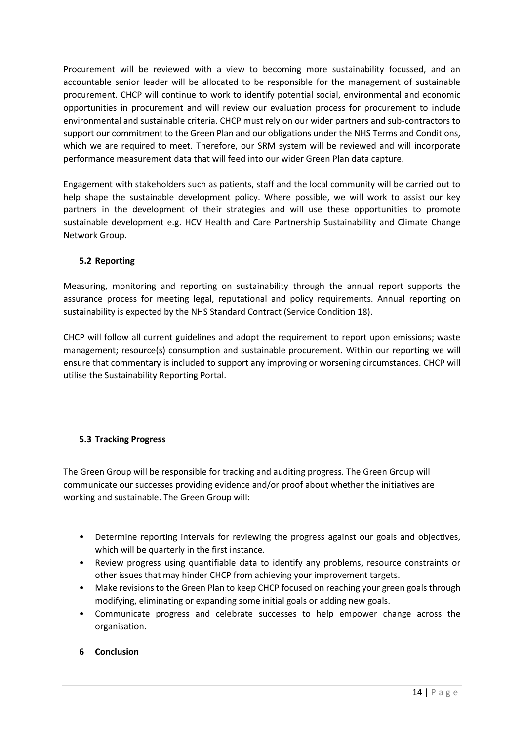Procurement will be reviewed with a view to becoming more sustainability focussed, and an accountable senior leader will be allocated to be responsible for the management of sustainable procurement. CHCP will continue to work to identify potential social, environmental and economic opportunities in procurement and will review our evaluation process for procurement to include environmental and sustainable criteria. CHCP must rely on our wider partners and sub-contractors to support our commitment to the Green Plan and our obligations under the NHS Terms and Conditions, which we are required to meet. Therefore, our SRM system will be reviewed and will incorporate performance measurement data that will feed into our wider Green Plan data capture.

Engagement with stakeholders such as patients, staff and the local community will be carried out to help shape the sustainable development policy. Where possible, we will work to assist our key partners in the development of their strategies and will use these opportunities to promote sustainable development e.g. HCV Health and Care Partnership Sustainability and Climate Change Network Group.

### 5.2 Reporting

Measuring, monitoring and reporting on sustainability through the annual report supports the assurance process for meeting legal, reputational and policy requirements. Annual reporting on sustainability is expected by the NHS Standard Contract (Service Condition 18).

CHCP will follow all current guidelines and adopt the requirement to report upon emissions; waste management; resource(s) consumption and sustainable procurement. Within our reporting we will ensure that commentary is included to support any improving or worsening circumstances. CHCP will utilise the Sustainability Reporting Portal.

### 5.3 Tracking Progress

The Green Group will be responsible for tracking and auditing progress. The Green Group will communicate our successes providing evidence and/or proof about whether the initiatives are working and sustainable. The Green Group will:

- Determine reporting intervals for reviewing the progress against our goals and objectives, which will be quarterly in the first instance.
- Review progress using quantifiable data to identify any problems, resource constraints or other issues that may hinder CHCP from achieving your improvement targets.
- Make revisions to the Green Plan to keep CHCP focused on reaching your green goals through modifying, eliminating or expanding some initial goals or adding new goals.
- Communicate progress and celebrate successes to help empower change across the organisation.

## 6 Conclusion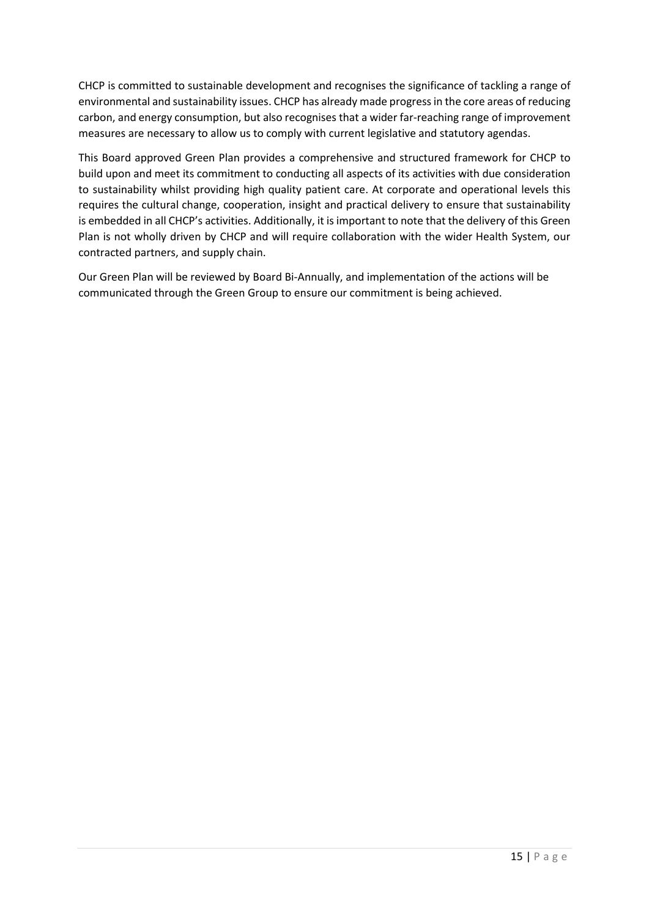CHCP is committed to sustainable development and recognises the significance of tackling a range of environmental and sustainability issues. CHCP has already made progress in the core areas of reducing carbon, and energy consumption, but also recognises that a wider far-reaching range of improvement measures are necessary to allow us to comply with current legislative and statutory agendas.

This Board approved Green Plan provides a comprehensive and structured framework for CHCP to build upon and meet its commitment to conducting all aspects of its activities with due consideration to sustainability whilst providing high quality patient care. At corporate and operational levels this requires the cultural change, cooperation, insight and practical delivery to ensure that sustainability is embedded in all CHCP's activities. Additionally, it is important to note that the delivery of this Green Plan is not wholly driven by CHCP and will require collaboration with the wider Health System, our contracted partners, and supply chain.

Our Green Plan will be reviewed by Board Bi-Annually, and implementation of the actions will be communicated through the Green Group to ensure our commitment is being achieved.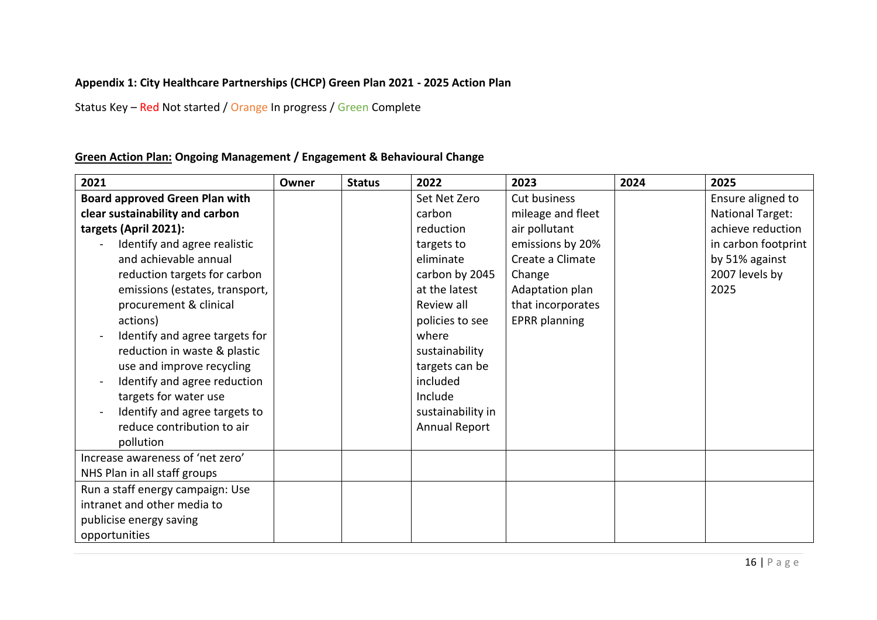**Appendix 1: City Healthcare Partnerships (CHCP) Green Plan 2021 - 2025 Action Plan**

Status Key – Red Not started / Orange In progress / Green Complete

**<u>Green Action Plan:</u> Ongoing Management / Engagement & Behavioural Change**

| 2021 | Owner | Status | 2022 | 2023 | 2024 | 2025 |
|---|---|---|---|---|---|---|
| **Board approved Green Plan with clear sustainability and carbon targets (April 2021):**<br>- Identify and agree realistic and achievable annual reduction targets for carbon emissions (estates, transport, procurement & clinical actions)<br>- Identify and agree targets for reduction in waste & plastic use and improve recycling<br>- Identify and agree reduction targets for water use<br>- Identify and agree targets to reduce contribution to air pollution | | | Set Net Zero carbon reduction targets to eliminate carbon by 2045 at the latest<br>Review all policies to see where sustainability targets can be included<br>Include sustainability in Annual Report | Cut business mileage and fleet air pollutant emissions by 20%<br>Create a Climate Change Adaptation plan that incorporates EPRR planning | | Ensure aligned to National Target: achieve reduction in carbon footprint by 51% against 2007 levels by 2025 |
| Increase awareness of 'net zero' NHS Plan in all staff groups | | | | | | |
| Run a staff energy campaign: Use intranet and other media to publicise energy saving opportunities | | | | | | |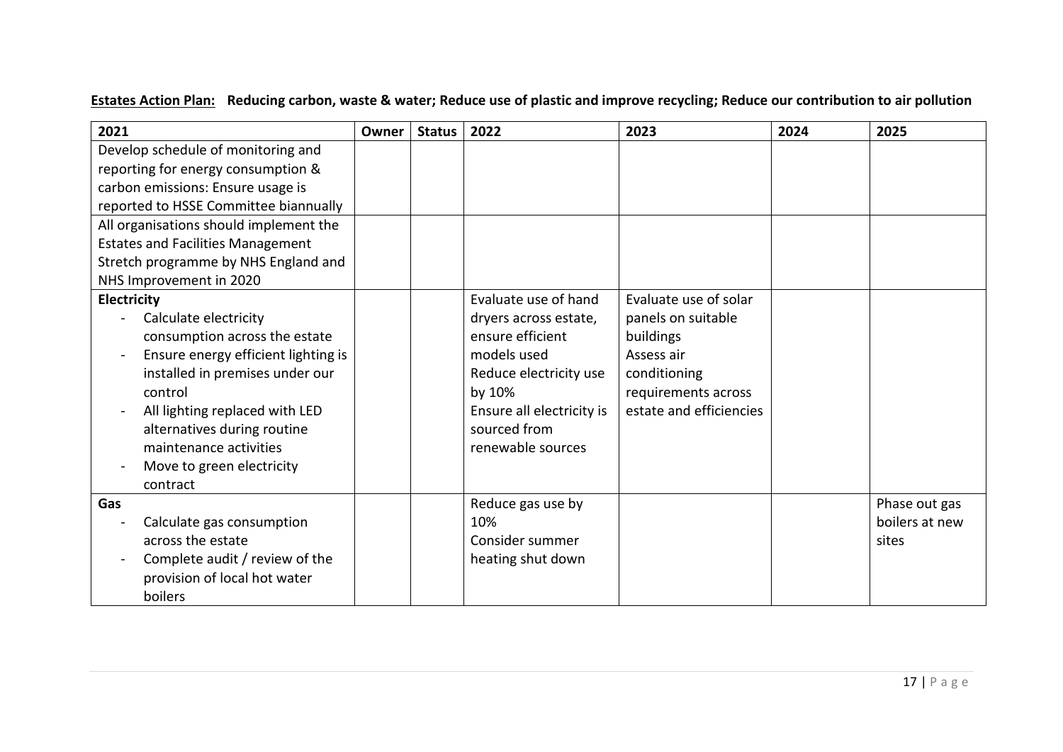**Estates Action Plan:** **Reducing carbon, waste & water; Reduce use of plastic and improve recycling; Reduce our contribution to air pollution**

| 2021 | Owner | Status | 2022 | 2023 | 2024 | 2025 |
|---|---|---|---|---|---|---|
| Develop schedule of monitoring and reporting for energy consumption & carbon emissions: Ensure usage is reported to HSSE Committee biannually | | | | | | |
| All organisations should implement the Estates and Facilities Management Stretch programme by NHS England and NHS Improvement in 2020 | | | | | | |
| **Electricity**<br>- Calculate electricity consumption across the estate<br>- Ensure energy efficient lighting is installed in premises under our control<br>- All lighting replaced with LED alternatives during routine maintenance activities<br>- Move to green electricity contract | | | Evaluate use of hand dryers across estate, ensure efficient models used<br>Reduce electricity use by 10%<br>Ensure all electricity is sourced from renewable sources | Evaluate use of solar panels on suitable buildings<br>Assess air conditioning requirements across estate and efficiencies | | |
| **Gas**<br>- Calculate gas consumption across the estate<br>- Complete audit / review of the provision of local hot water boilers | | | Reduce gas use by 10%<br>Consider summer heating shut down | | | Phase out gas boilers at new sites |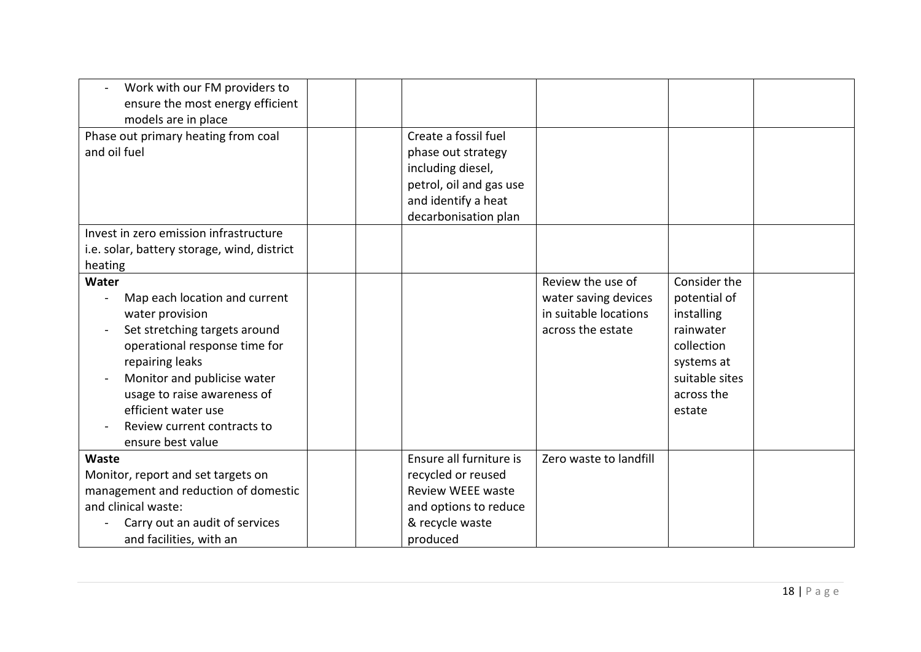| | | | | | | |
|---|---|---|---|---|---|---|
| - Work with our FM providers to ensure the most energy efficient models are in place | | | | | | |
| Phase out primary heating from coal and oil fuel | | | Create a fossil fuel phase out strategy including diesel, petrol, oil and gas use and identify a heat decarbonisation plan | | | |
| Invest in zero emission infrastructure i.e. solar, battery storage, wind, district heating | | | | | | |
| **Water**<br>- Map each location and current water provision<br>- Set stretching targets around operational response time for repairing leaks<br>- Monitor and publicise water usage to raise awareness of efficient water use<br>- Review current contracts to ensure best value | | | | Review the use of water saving devices in suitable locations across the estate | Consider the potential of installing rainwater collection systems at suitable sites across the estate | |
| **Waste**<br>Monitor, report and set targets on management and reduction of domestic and clinical waste:<br>- Carry out an audit of services and facilities, with an | | | Ensure all furniture is recycled or reused<br>Review WEEE waste and options to reduce & recycle waste produced | Zero waste to landfill | | |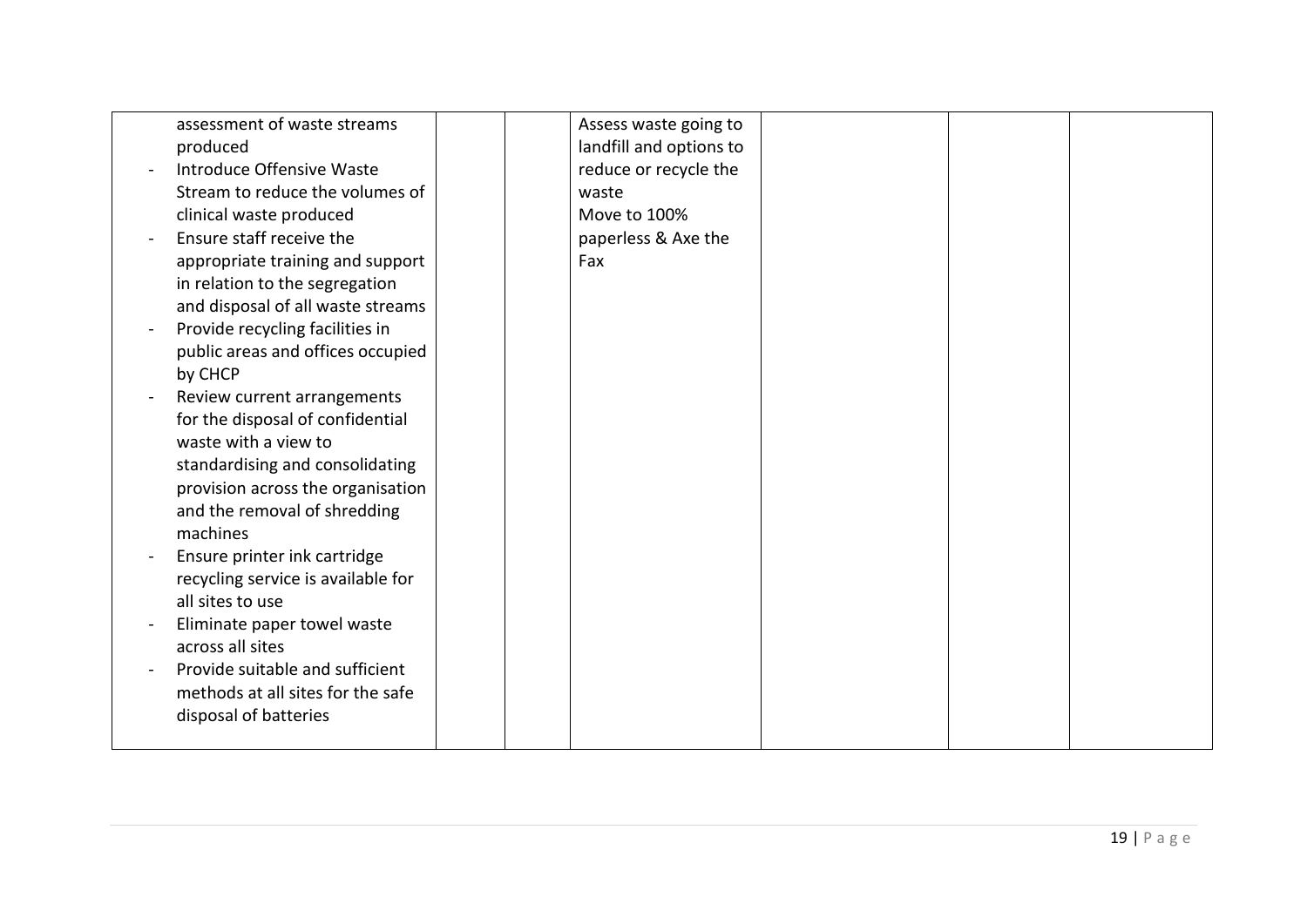| | | | | | | |
|---|---|---|---|---|---|---|
| assessment of waste streams produced<br>- Introduce Offensive Waste Stream to reduce the volumes of clinical waste produced<br>- Ensure staff receive the appropriate training and support in relation to the segregation and disposal of all waste streams<br>- Provide recycling facilities in public areas and offices occupied by CHCP<br>- Review current arrangements for the disposal of confidential waste with a view to standardising and consolidating provision across the organisation and the removal of shredding machines<br>- Ensure printer ink cartridge recycling service is available for all sites to use<br>- Eliminate paper towel waste across all sites<br>- Provide suitable and sufficient methods at all sites for the safe disposal of batteries | | | Assess waste going to landfill and options to reduce or recycle the waste<br>Move to 100% paperless & Axe the Fax | | | |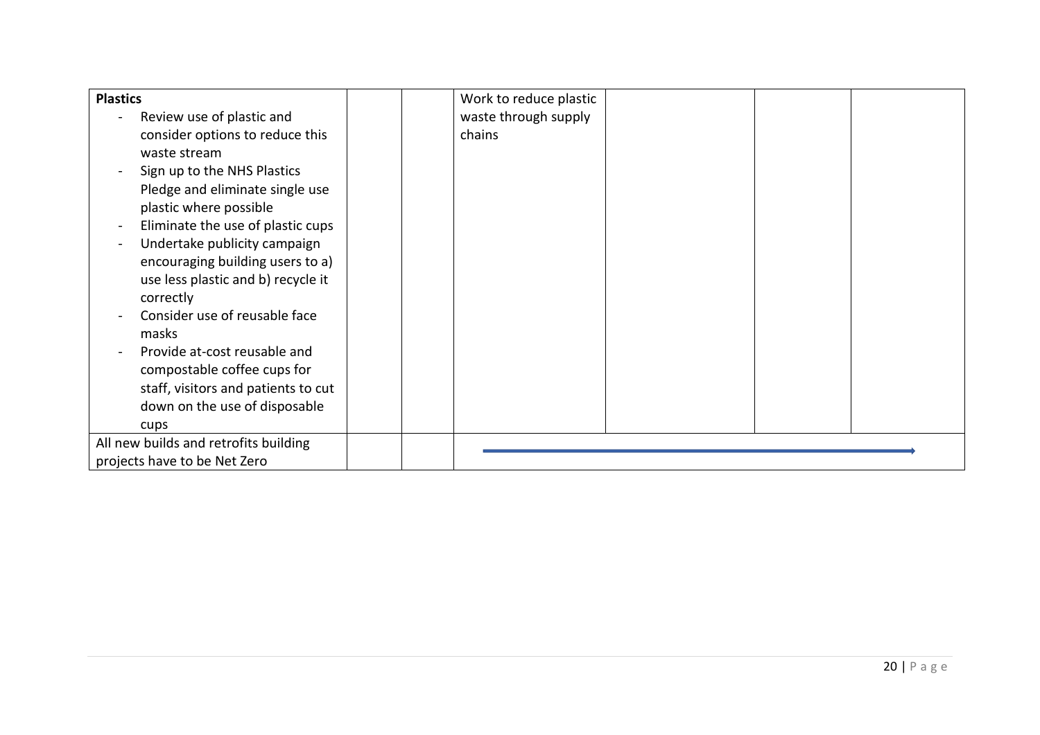| | | | | | | |
|---|---|---|---|---|---|---|
| **Plastics**<br>- Review use of plastic and consider options to reduce this waste stream<br>- Sign up to the NHS Plastics Pledge and eliminate single use plastic where possible<br>- Eliminate the use of plastic cups<br>- Undertake publicity campaign encouraging building users to a) use less plastic and b) recycle it correctly<br>- Consider use of reusable face masks<br>- Provide at-cost reusable and compostable coffee cups for staff, visitors and patients to cut down on the use of disposable cups | | | Work to reduce plastic waste through supply chains | | | |
| All new builds and retrofits building projects have to be Net Zero | | | → | → | → | → |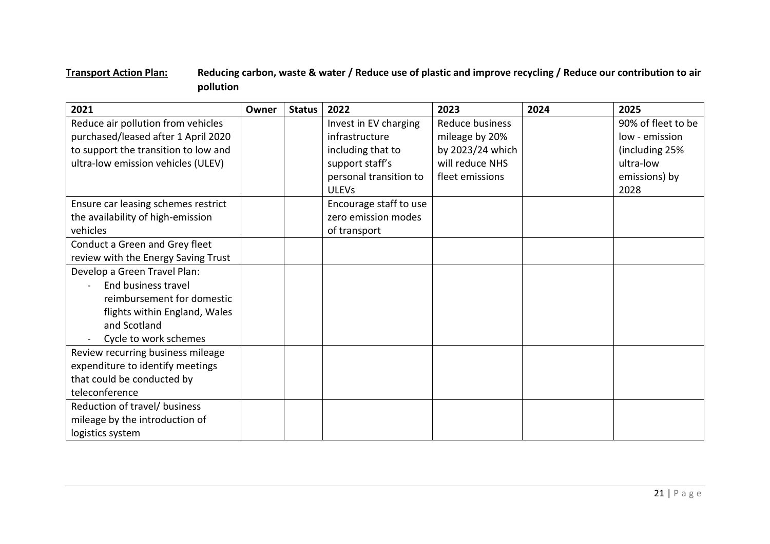**Transport Action Plan:** **Reducing carbon, waste & water / Reduce use of plastic and improve recycling / Reduce our contribution to air pollution**

| 2021 | Owner | Status | 2022 | 2023 | 2024 | 2025 |
|---|---|---|---|---|---|---|
| Reduce air pollution from vehicles purchased/leased after 1 April 2020 to support the transition to low and ultra-low emission vehicles (ULEV) | | | Invest in EV charging infrastructure including that to support staff's personal transition to ULEVs | Reduce business mileage by 20% by 2023/24 which will reduce NHS fleet emissions | | 90% of fleet to be low - emission (including 25% ultra-low emissions) by 2028 |
| Ensure car leasing schemes restrict the availability of high-emission vehicles | | | Encourage staff to use zero emission modes of transport | | | |
| Conduct a Green and Grey fleet review with the Energy Saving Trust | | | | | | |
| Develop a Green Travel Plan:<br>- End business travel reimbursement for domestic flights within England, Wales and Scotland<br>- Cycle to work schemes | | | | | | |
| Review recurring business mileage expenditure to identify meetings that could be conducted by teleconference | | | | | | |
| Reduction of travel/ business mileage by the introduction of logistics system | | | | | | |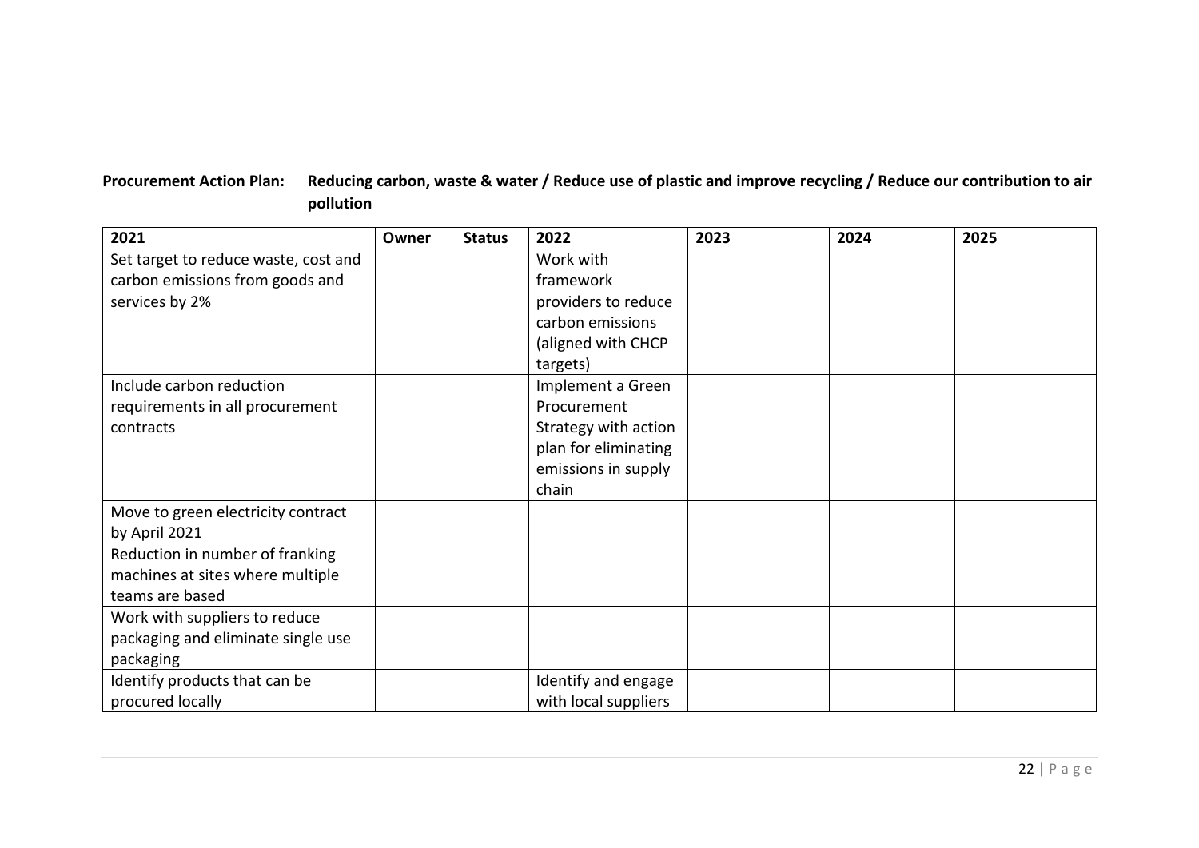**Procurement Action Plan:** **Reducing carbon, waste & water / Reduce use of plastic and improve recycling / Reduce our contribution to air pollution**

| 2021 | Owner | Status | 2022 | 2023 | 2024 | 2025 |
|---|---|---|---|---|---|---|
| Set target to reduce waste, cost and carbon emissions from goods and services by 2% | | | Work with framework providers to reduce carbon emissions (aligned with CHCP targets) | | | |
| Include carbon reduction requirements in all procurement contracts | | | Implement a Green Procurement Strategy with action plan for eliminating emissions in supply chain | | | |
| Move to green electricity contract by April 2021 | | | | | | |
| Reduction in number of franking machines at sites where multiple teams are based | | | | | | |
| Work with suppliers to reduce packaging and eliminate single use packaging | | | | | | |
| Identify products that can be procured locally | | | Identify and engage with local suppliers | | | |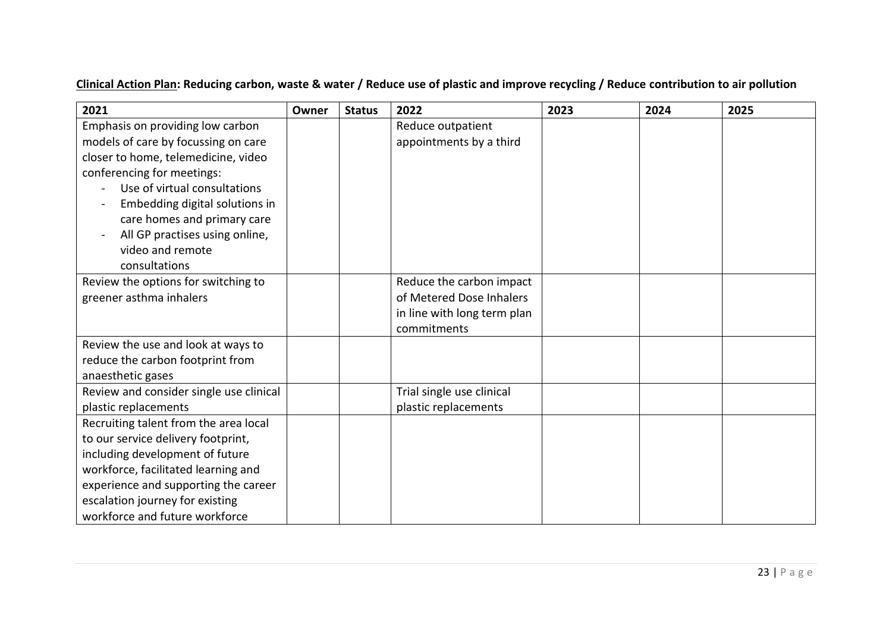**<u>Clinical Action Plan</u>: Reducing carbon, waste & water / Reduce use of plastic and improve recycling / Reduce contribution to air pollution**

| 2021 | Owner | Status | 2022 | 2023 | 2024 | 2025 |
|---|---|---|---|---|---|---|
| Emphasis on providing low carbon models of care by focussing on care closer to home, telemedicine, video conferencing for meetings:<br>- Use of virtual consultations<br>- Embedding digital solutions in care homes and primary care<br>- All GP practises using online, video and remote consultations | | | Reduce outpatient appointments by a third | | | |
| Review the options for switching to greener asthma inhalers | | | Reduce the carbon impact of Metered Dose Inhalers in line with long term plan commitments | | | |
| Review the use and look at ways to reduce the carbon footprint from anaesthetic gases | | | | | | |
| Review and consider single use clinical plastic replacements | | | Trial single use clinical plastic replacements | | | |
| Recruiting talent from the area local to our service delivery footprint, including development of future workforce, facilitated learning and experience and supporting the career escalation journey for existing workforce and future workforce | | | | | | |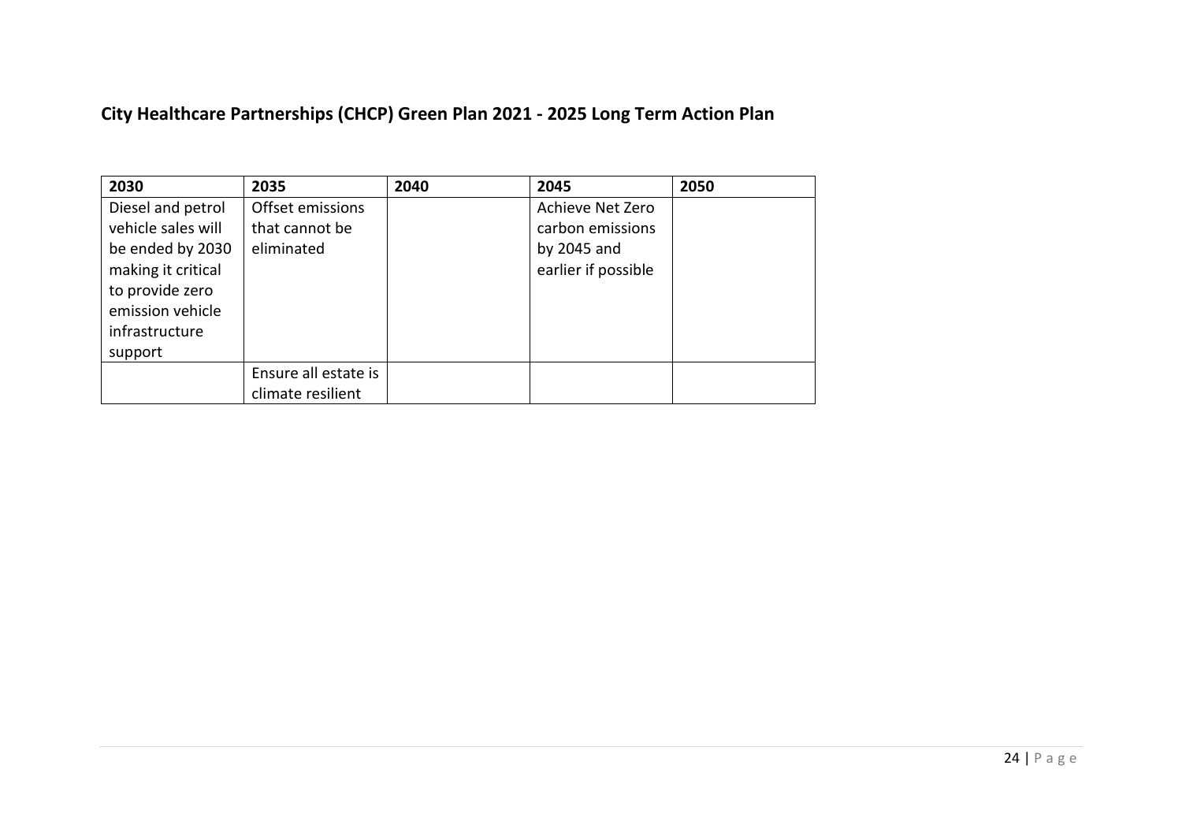## City Healthcare Partnerships (CHCP) Green Plan 2021 - 2025 Long Term Action Plan

| 2030 | 2035 | 2040 | 2045 | 2050 |
|---|---|---|---|---|
| Diesel and petrol vehicle sales will be ended by 2030 making it critical to provide zero emission vehicle infrastructure support | Offset emissions that cannot be eliminated | | Achieve Net Zero carbon emissions by 2045 and earlier if possible | |
| | Ensure all estate is climate resilient | | | |